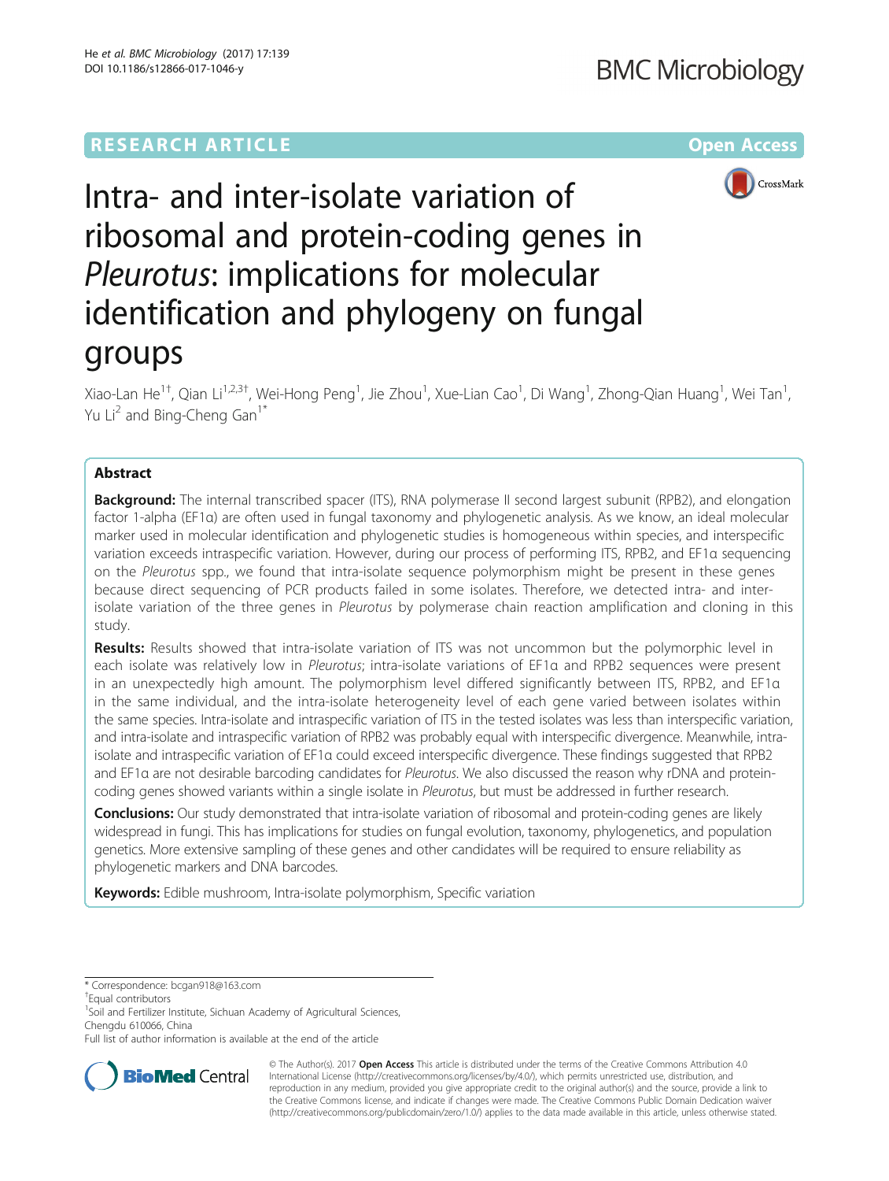RESEARCH ARTICLE

Open Access

# Intra- and inter-isolate variation of ribosomal and protein-coding genes in *Pleurotus*: implications for molecular identification and phylogeny on fungal groups

Xiao-Lan He[1†], Qian Li[1,2,3†], Wei-Hong Peng[1], Jie Zhou[1], Xue-Lian Cao[1], Di Wang[1], Zhong-Qian Huang[1], Wei Tan[1], Yu Li[2] and Bing-Cheng Gan[1*]

## Abstract

**Background:** The internal transcribed spacer (ITS), RNA polymerase II second largest subunit (RPB2), and elongation factor 1-alpha (EF1α) are often used in fungal taxonomy and phylogenetic analysis. As we know, an ideal molecular marker used in molecular identification and phylogenetic studies is homogeneous within species, and interspecific variation exceeds intraspecific variation. However, during our process of performing ITS, RPB2, and EF1α sequencing on the *Pleurotus* spp., we found that intra-isolate sequence polymorphism might be present in these genes because direct sequencing of PCR products failed in some isolates. Therefore, we detected intra- and inter-isolate variation of the three genes in *Pleurotus* by polymerase chain reaction amplification and cloning in this study.

**Results:** Results showed that intra-isolate variation of ITS was not uncommon but the polymorphic level in each isolate was relatively low in *Pleurotus*; intra-isolate variations of EF1α and RPB2 sequences were present in an unexpectedly high amount. The polymorphism level differed significantly between ITS, RPB2, and EF1α in the same individual, and the intra-isolate heterogeneity level of each gene varied between isolates within the same species. Intra-isolate and intraspecific variation of ITS in the tested isolates was less than interspecific variation, and intra-isolate and intraspecific variation of RPB2 was probably equal with interspecific divergence. Meanwhile, intra-isolate and intraspecific variation of EF1α could exceed interspecific divergence. These findings suggested that RPB2 and EF1α are not desirable barcoding candidates for *Pleurotus*. We also discussed the reason why rDNA and protein-coding genes showed variants within a single isolate in *Pleurotus*, but must be addressed in further research.

**Conclusions:** Our study demonstrated that intra-isolate variation of ribosomal and protein-coding genes are likely widespread in fungi. This has implications for studies on fungal evolution, taxonomy, phylogenetics, and population genetics. More extensive sampling of these genes and other candidates will be required to ensure reliability as phylogenetic markers and DNA barcodes.

**Keywords:** Edible mushroom, Intra-isolate polymorphism, Specific variation

---

* Correspondence: bcgan918@163.com
† Equal contributors
[1] Soil and Fertilizer Institute, Sichuan Academy of Agricultural Sciences, Chengdu 610066, China
Full list of author information is available at the end of the article

© The Author(s). 2017 **Open Access** This article is distributed under the terms of the Creative Commons Attribution 4.0 International License (http://creativecommons.org/licenses/by/4.0/), which permits unrestricted use, distribution, and reproduction in any medium, provided you give appropriate credit to the original author(s) and the source, provide a link to the Creative Commons license, and indicate if changes were made. The Creative Commons Public Domain Dedication waiver (http://creativecommons.org/publicdomain/zero/1.0/) applies to the data made available in this article, unless otherwise stated.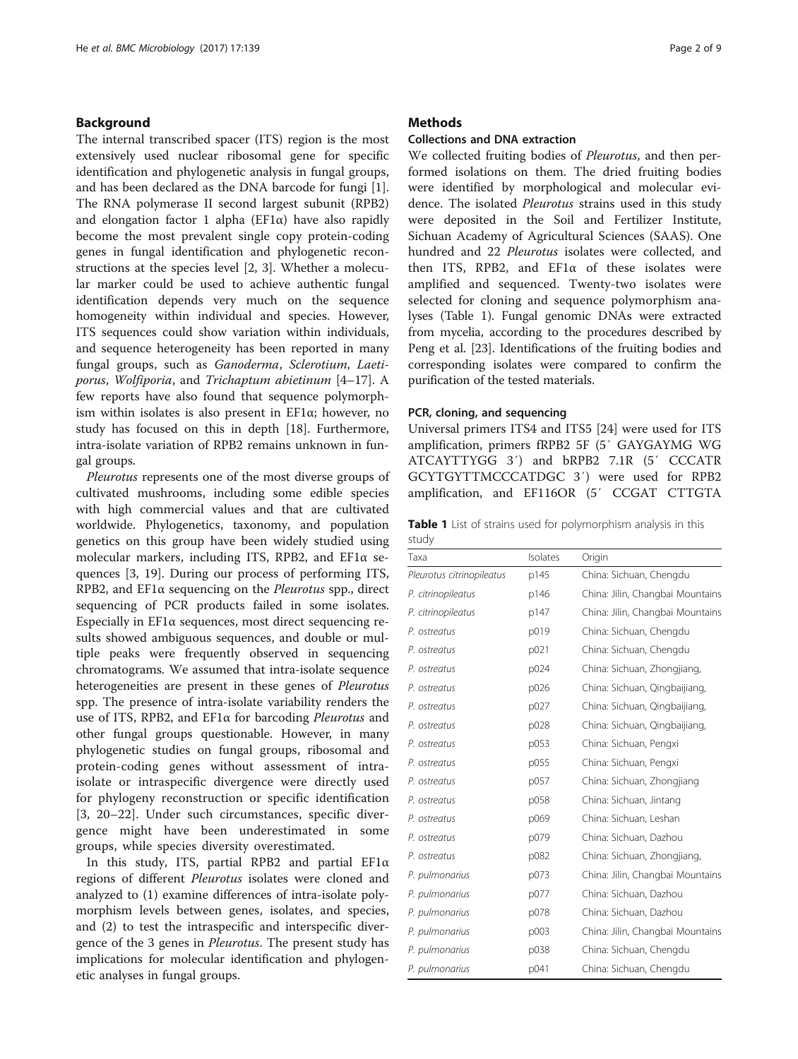## Background

The internal transcribed spacer (ITS) region is the most extensively used nuclear ribosomal gene for specific identification and phylogenetic analysis in fungal groups, and has been declared as the DNA barcode for fungi [1]. The RNA polymerase II second largest subunit (RPB2) and elongation factor 1 alpha (EF1α) have also rapidly become the most prevalent single copy protein-coding genes in fungal identification and phylogenetic reconstructions at the species level [2, 3]. Whether a molecular marker could be used to achieve authentic fungal identification depends very much on the sequence homogeneity within individual and species. However, ITS sequences could show variation within individuals, and sequence heterogeneity has been reported in many fungal groups, such as *Ganoderma*, *Sclerotium*, *Laetiporus*, *Wolfiporia*, and *Trichaptum abietinum* [4–17]. A few reports have also found that sequence polymorphism within isolates is also present in EF1α; however, no study has focused on this in depth [18]. Furthermore, intra-isolate variation of RPB2 remains unknown in fungal groups.

*Pleurotus* represents one of the most diverse groups of cultivated mushrooms, including some edible species with high commercial values and that are cultivated worldwide. Phylogenetics, taxonomy, and population genetics on this group have been widely studied using molecular markers, including ITS, RPB2, and EF1α sequences [3, 19]. During our process of performing ITS, RPB2, and EF1α sequencing on the *Pleurotus* spp., direct sequencing of PCR products failed in some isolates. Especially in EF1α sequences, most direct sequencing results showed ambiguous sequences, and double or multiple peaks were frequently observed in sequencing chromatograms. We assumed that intra-isolate sequence heterogeneities are present in these genes of *Pleurotus* spp. The presence of intra-isolate variability renders the use of ITS, RPB2, and EF1α for barcoding *Pleurotus* and other fungal groups questionable. However, in many phylogenetic studies on fungal groups, ribosomal and protein-coding genes without assessment of intra-isolate or intraspecific divergence were directly used for phylogeny reconstruction or specific identification [3, 20–22]. Under such circumstances, specific divergence might have been underestimated in some groups, while species diversity overestimated.

In this study, ITS, partial RPB2 and partial EF1α regions of different *Pleurotus* isolates were cloned and analyzed to (1) examine differences of intra-isolate polymorphism levels between genes, isolates, and species, and (2) to test the intraspecific and interspecific divergence of the 3 genes in *Pleurotus*. The present study has implications for molecular identification and phylogenetic analyses in fungal groups.

## Methods

### Collections and DNA extraction

We collected fruiting bodies of *Pleurotus*, and then performed isolations on them. The dried fruiting bodies were identified by morphological and molecular evidence. The isolated *Pleurotus* strains used in this study were deposited in the Soil and Fertilizer Institute, Sichuan Academy of Agricultural Sciences (SAAS). One hundred and 22 *Pleurotus* isolates were collected, and then ITS, RPB2, and EF1α of these isolates were amplified and sequenced. Twenty-two isolates were selected for cloning and sequence polymorphism analyses (Table 1). Fungal genomic DNAs were extracted from mycelia, according to the procedures described by Peng et al. [23]. Identifications of the fruiting bodies and corresponding isolates were compared to confirm the purification of the tested materials.

### PCR, cloning, and sequencing

Universal primers ITS4 and ITS5 [24] were used for ITS amplification, primers fRPB2 5F (5′ GAYGAYMG WG ATCAYTTYGG 3′) and bRPB2 7.1R (5′ CCCATR GCYTGYTTMCCCATDGC 3′) were used for RPB2 amplification, and EF116OR (5′ CCGAT CTTGTA

**Table 1** List of strains used for polymorphism analysis in this study

| Taxa | Isolates | Origin |
|---|---|---|
| *Pleurotus citrinopileatus* | p145 | China: Sichuan, Chengdu |
| *P. citrinopileatus* | p146 | China: Jilin, Changbai Mountains |
| *P. citrinopileatus* | p147 | China: Jilin, Changbai Mountains |
| *P. ostreatus* | p019 | China: Sichuan, Chengdu |
| *P. ostreatus* | p021 | China: Sichuan, Chengdu |
| *P. ostreatus* | p024 | China: Sichuan, Zhongjiang, |
| *P. ostreatus* | p026 | China: Sichuan, Qingbaijiang, |
| *P. ostreatus* | p027 | China: Sichuan, Qingbaijiang, |
| *P. ostreatus* | p028 | China: Sichuan, Qingbaijiang, |
| *P. ostreatus* | p053 | China: Sichuan, Pengxi |
| *P. ostreatus* | p055 | China: Sichuan, Pengxi |
| *P. ostreatus* | p057 | China: Sichuan, Zhongjiang |
| *P. ostreatus* | p058 | China: Sichuan, Jintang |
| *P. ostreatus* | p069 | China: Sichuan, Leshan |
| *P. ostreatus* | p079 | China: Sichuan, Dazhou |
| *P. ostreatus* | p082 | China: Sichuan, Zhongjiang, |
| *P. pulmonarius* | p073 | China: Jilin, Changbai Mountains |
| *P. pulmonarius* | p077 | China: Sichuan, Dazhou |
| *P. pulmonarius* | p078 | China: Sichuan, Dazhou |
| *P. pulmonarius* | p003 | China: Jilin, Changbai Mountains |
| *P. pulmonarius* | p038 | China: Sichuan, Chengdu |
| *P. pulmonarius* | p041 | China: Sichuan, Chengdu |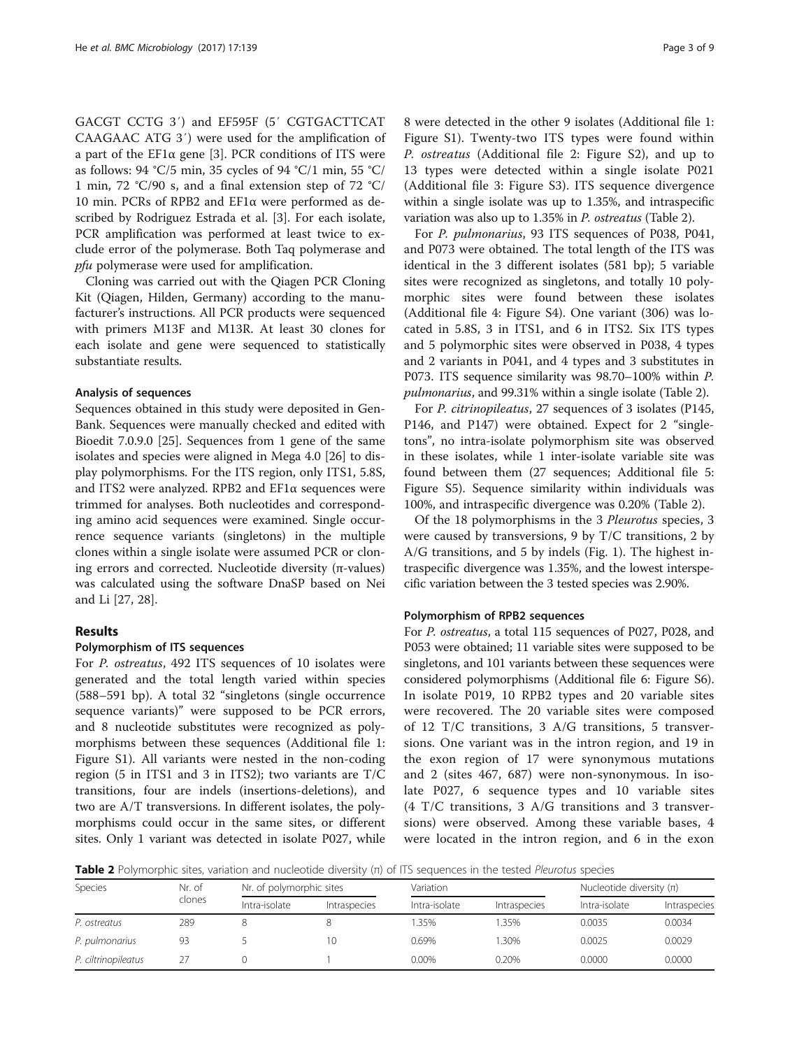GACGT CCTG 3′) and EF595F (5′ CGTGACTTCAT CAAGAAC ATG 3′) were used for the amplification of a part of the EF1α gene [3]. PCR conditions of ITS were as follows: 94 °C/5 min, 35 cycles of 94 °C/1 min, 55 °C/1 min, 72 °C/90 s, and a final extension step of 72 °C/10 min. PCRs of RPB2 and EF1α were performed as described by Rodriguez Estrada et al. [3]. For each isolate, PCR amplification was performed at least twice to exclude error of the polymerase. Both Taq polymerase and *pfu* polymerase were used for amplification.

Cloning was carried out with the Qiagen PCR Cloning Kit (Qiagen, Hilden, Germany) according to the manufacturer's instructions. All PCR products were sequenced with primers M13F and M13R. At least 30 clones for each isolate and gene were sequenced to statistically substantiate results.

### Analysis of sequences

Sequences obtained in this study were deposited in GenBank. Sequences were manually checked and edited with Bioedit 7.0.9.0 [25]. Sequences from 1 gene of the same isolates and species were aligned in Mega 4.0 [26] to display polymorphisms. For the ITS region, only ITS1, 5.8S, and ITS2 were analyzed. RPB2 and EF1α sequences were trimmed for analyses. Both nucleotides and corresponding amino acid sequences were examined. Single occurrence sequence variants (singletons) in the multiple clones within a single isolate were assumed PCR or cloning errors and corrected. Nucleotide diversity (π-values) was calculated using the software DnaSP based on Nei and Li [27, 28].

## Results

### Polymorphism of ITS sequences

For *P. ostreatus*, 492 ITS sequences of 10 isolates were generated and the total length varied within species (588–591 bp). A total 32 "singletons (single occurrence sequence variants)" were supposed to be PCR errors, and 8 nucleotide substitutes were recognized as polymorphisms between these sequences (Additional file 1: Figure S1). All variants were nested in the non-coding region (5 in ITS1 and 3 in ITS2); two variants are T/C transitions, four are indels (insertions-deletions), and two are A/T transversions. In different isolates, the polymorphisms could occur in the same sites, or different sites. Only 1 variant was detected in isolate P027, while 8 were detected in the other 9 isolates (Additional file 1: Figure S1). Twenty-two ITS types were found within *P. ostreatus* (Additional file 2: Figure S2), and up to 13 types were detected within a single isolate P021 (Additional file 3: Figure S3). ITS sequence divergence within a single isolate was up to 1.35%, and intraspecific variation was also up to 1.35% in *P. ostreatus* (Table 2).

For *P. pulmonarius*, 93 ITS sequences of P038, P041, and P073 were obtained. The total length of the ITS was identical in the 3 different isolates (581 bp); 5 variable sites were recognized as singletons, and totally 10 polymorphic sites were found between these isolates (Additional file 4: Figure S4). One variant (306) was located in 5.8S, 3 in ITS1, and 6 in ITS2. Six ITS types and 5 polymorphic sites were observed in P038, 4 types and 2 variants in P041, and 4 types and 3 substitutes in P073. ITS sequence similarity was 98.70–100% within *P. pulmonarius*, and 99.31% within a single isolate (Table 2).

For *P. citrinopileatus*, 27 sequences of 3 isolates (P145, P146, and P147) were obtained. Expect for 2 "singletons", no intra-isolate polymorphism site was observed in these isolates, while 1 inter-isolate variable site was found between them (27 sequences; Additional file 5: Figure S5). Sequence similarity within individuals was 100%, and intraspecific divergence was 0.20% (Table 2).

Of the 18 polymorphisms in the 3 *Pleurotus* species, 3 were caused by transversions, 9 by T/C transitions, 2 by A/G transitions, and 5 by indels (Fig. 1). The highest intraspecific divergence was 1.35%, and the lowest interspecific variation between the 3 tested species was 2.90%.

### Polymorphism of RPB2 sequences

For *P. ostreatus*, a total 115 sequences of P027, P028, and P053 were obtained; 11 variable sites were supposed to be singletons, and 101 variants between these sequences were considered polymorphisms (Additional file 6: Figure S6). In isolate P019, 10 RPB2 types and 20 variable sites were recovered. The 20 variable sites were composed of 12 T/C transitions, 3 A/G transitions, 5 transversions. One variant was in the intron region, and 19 in the exon region of 17 were synonymous mutations and 2 (sites 467, 687) were non-synonymous. In isolate P027, 6 sequence types and 10 variable sites (4 T/C transitions, 3 A/G transitions and 3 transversions) were observed. Among these variable bases, 4 were located in the intron region, and 6 in the exon

**Table 2** Polymorphic sites, variation and nucleotide diversity (π) of ITS sequences in the tested *Pleurotus* species

| Species | Nr. of clones | Nr. of polymorphic sites | | Variation | | Nucleotide diversity (π) | |
|---|---|---|---|---|---|---|---|
| | | Intra-isolate | Intraspecies | Intra-isolate | Intraspecies | Intra-isolate | Intraspecies |
| *P. ostreatus* | 289 | 8 | 8 | 1.35% | 1.35% | 0.0035 | 0.0034 |
| *P. pulmonarius* | 93 | 5 | 10 | 0.69% | 1.30% | 0.0025 | 0.0029 |
| *P. ciltrinopileatus* | 27 | 0 | 1 | 0.00% | 0.20% | 0.0000 | 0.0000 |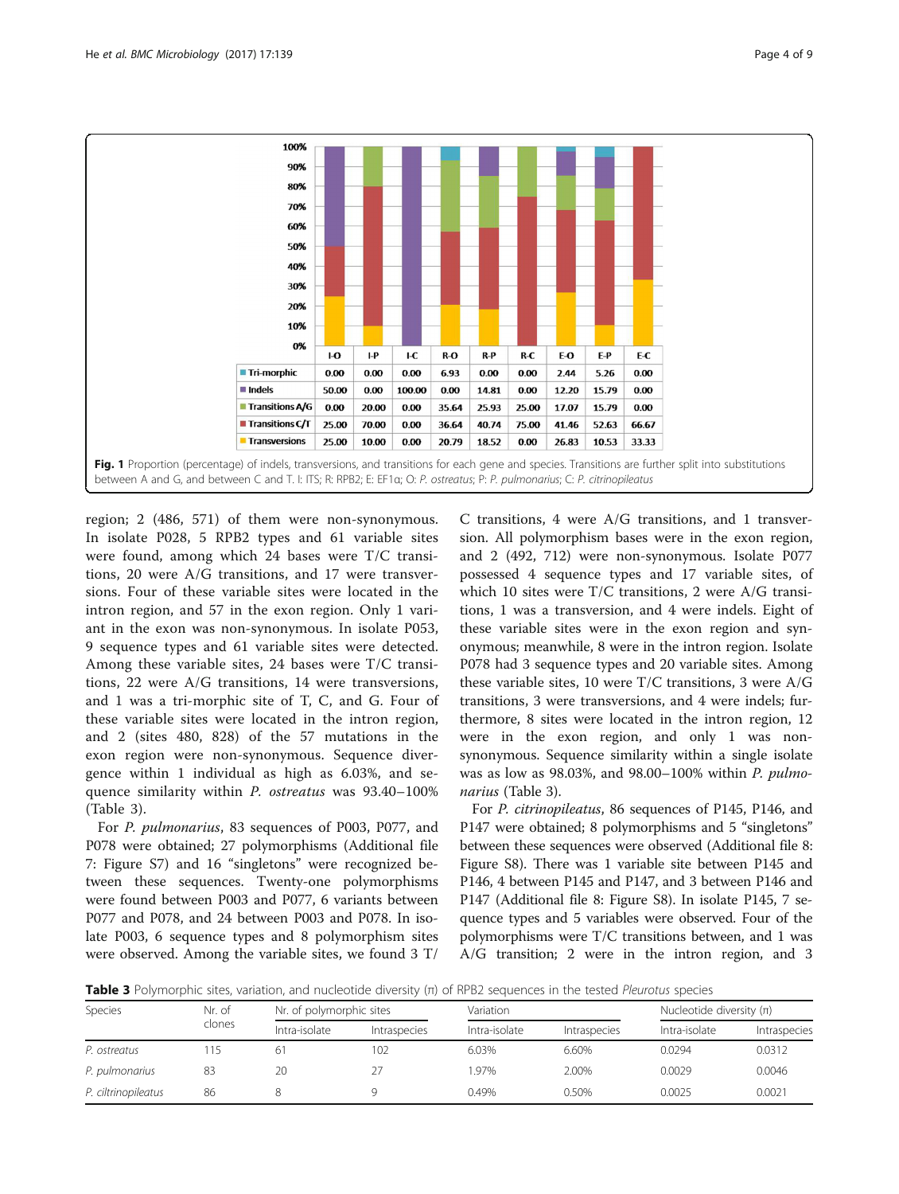| | I-O | I-P | I-C | R-O | R-P | R-C | E-O | E-P | E-C |
|---|---|---|---|---|---|---|---|---|---|
| Tri-morphic | 0.00 | 0.00 | 0.00 | 6.93 | 0.00 | 0.00 | 2.44 | 5.26 | 0.00 |
| Indels | 50.00 | 0.00 | 100.00 | 0.00 | 14.81 | 0.00 | 12.20 | 15.79 | 0.00 |
| Transitions A/G | 0.00 | 20.00 | 0.00 | 35.64 | 25.93 | 25.00 | 17.07 | 15.79 | 0.00 |
| Transitions C/T | 25.00 | 70.00 | 0.00 | 36.64 | 40.74 | 75.00 | 41.46 | 52.63 | 66.67 |
| Transversions | 25.00 | 10.00 | 0.00 | 20.79 | 18.52 | 0.00 | 26.83 | 10.53 | 33.33 |

**Fig. 1** Proportion (percentage) of indels, transversions, and transitions for each gene and species. Transitions are further split into substitutions between A and G, and between C and T. I: ITS; R: RPB2; E: EF1α; O: *P. ostreatus*; P: *P. pulmonarius*; C: *P. citrinopileatus*

region; 2 (486, 571) of them were non-synonymous. In isolate P028, 5 RPB2 types and 61 variable sites were found, among which 24 bases were T/C transitions, 20 were A/G transitions, and 17 were transversions. Four of these variable sites were located in the intron region, and 57 in the exon region. Only 1 variant in the exon was non-synonymous. In isolate P053, 9 sequence types and 61 variable sites were detected. Among these variable sites, 24 bases were T/C transitions, 22 were A/G transitions, 14 were transversions, and 1 was a tri-morphic site of T, C, and G. Four of these variable sites were located in the intron region, and 2 (sites 480, 828) of the 57 mutations in the exon region were non-synonymous. Sequence divergence within 1 individual as high as 6.03%, and sequence similarity within *P. ostreatus* was 93.40–100% (Table 3).

For *P. pulmonarius*, 83 sequences of P003, P077, and P078 were obtained; 27 polymorphisms (Additional file 7: Figure S7) and 16 "singletons" were recognized between these sequences. Twenty-one polymorphisms were found between P003 and P077, 6 variants between P077 and P078, and 24 between P003 and P078. In isolate P003, 6 sequence types and 8 polymorphism sites were observed. Among the variable sites, we found 3 T/C transitions, 4 were A/G transitions, and 1 transversion. All polymorphism bases were in the exon region, and 2 (492, 712) were non-synonymous. Isolate P077 possessed 4 sequence types and 17 variable sites, of which 10 sites were T/C transitions, 2 were A/G transitions, 1 was a transversion, and 4 were indels. Eight of these variable sites were in the exon region and synonymous; meanwhile, 8 were in the intron region. Isolate P078 had 3 sequence types and 20 variable sites. Among these variable sites, 10 were T/C transitions, 3 were A/G transitions, 3 were transversions, and 4 were indels; furthermore, 8 sites were located in the intron region, 12 were in the exon region, and only 1 was non-synonymous. Sequence similarity within a single isolate was as low as 98.03%, and 98.00–100% within *P. pulmonarius* (Table 3).

For *P. citrinopileatus*, 86 sequences of P145, P146, and P147 were obtained; 8 polymorphisms and 5 "singletons" between these sequences were observed (Additional file 8: Figure S8). There was 1 variable site between P145 and P146, 4 between P145 and P147, and 3 between P146 and P147 (Additional file 8: Figure S8). In isolate P145, 7 sequence types and 5 variables were observed. Four of the polymorphisms were T/C transitions between, and 1 was A/G transition; 2 were in the intron region, and 3

**Table 3** Polymorphic sites, variation, and nucleotide diversity (π) of RPB2 sequences in the tested *Pleurotus* species

| Species | Nr. of clones | Nr. of polymorphic sites | | Variation | | Nucleotide diversity (π) | |
|---|---|---|---|---|---|---|---|
| | | Intra-isolate | Intraspecies | Intra-isolate | Intraspecies | Intra-isolate | Intraspecies |
| *P. ostreatus* | 115 | 61 | 102 | 6.03% | 6.60% | 0.0294 | 0.0312 |
| *P. pulmonarius* | 83 | 20 | 27 | 1.97% | 2.00% | 0.0029 | 0.0046 |
| *P. ciltrinopileatus* | 86 | 8 | 9 | 0.49% | 0.50% | 0.0025 | 0.0021 |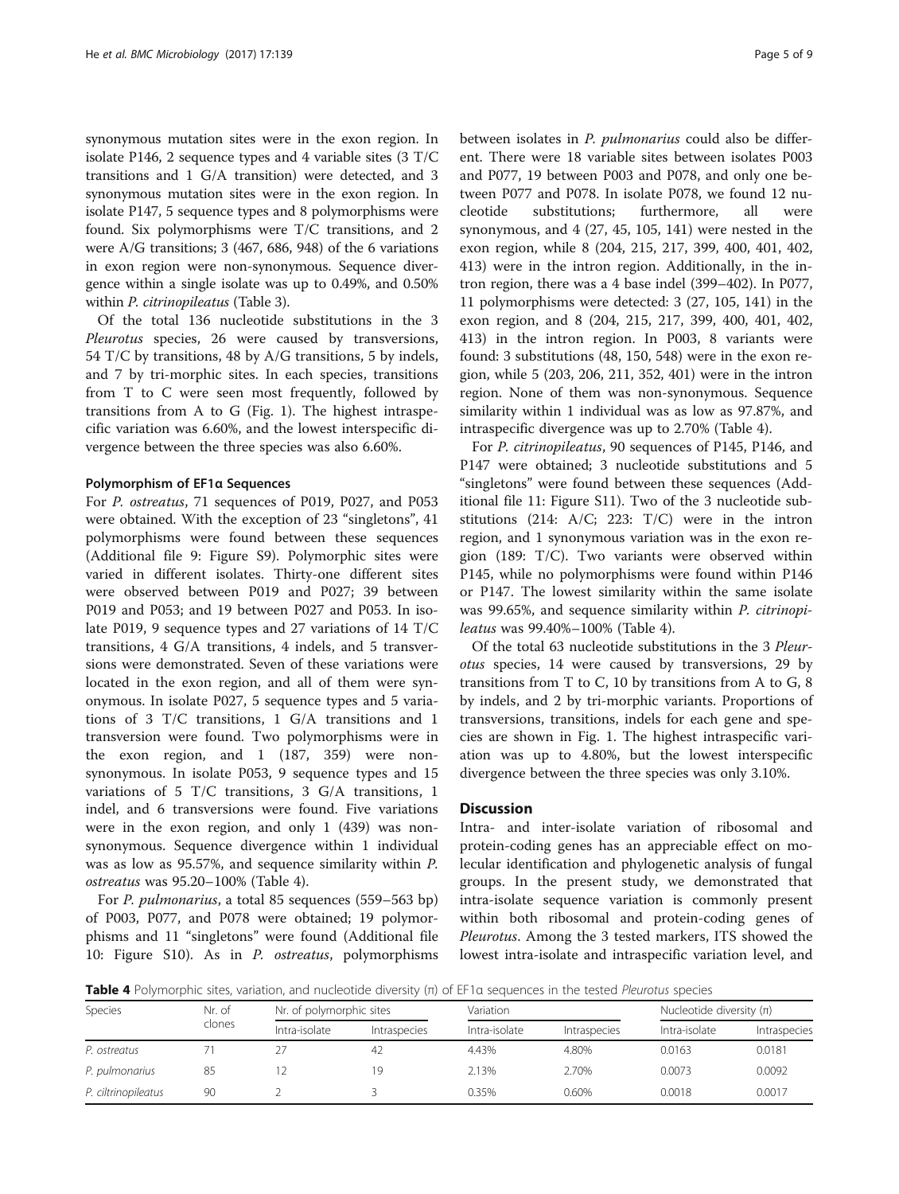synonymous mutation sites were in the exon region. In isolate P146, 2 sequence types and 4 variable sites (3 T/C transitions and 1 G/A transition) were detected, and 3 synonymous mutation sites were in the exon region. In isolate P147, 5 sequence types and 8 polymorphisms were found. Six polymorphisms were T/C transitions, and 2 were A/G transitions; 3 (467, 686, 948) of the 6 variations in exon region were non-synonymous. Sequence divergence within a single isolate was up to 0.49%, and 0.50% within *P. citrinopileatus* (Table 3).

Of the total 136 nucleotide substitutions in the 3 *Pleurotus* species, 26 were caused by transversions, 54 T/C by transitions, 48 by A/G transitions, 5 by indels, and 7 by tri-morphic sites. In each species, transitions from T to C were seen most frequently, followed by transitions from A to G (Fig. 1). The highest intraspecific variation was 6.60%, and the lowest interspecific divergence between the three species was also 6.60%.

#### Polymorphism of EF1α Sequences

For *P. ostreatus*, 71 sequences of P019, P027, and P053 were obtained. With the exception of 23 "singletons", 41 polymorphisms were found between these sequences (Additional file 9: Figure S9). Polymorphic sites were varied in different isolates. Thirty-one different sites were observed between P019 and P027; 39 between P019 and P053; and 19 between P027 and P053. In isolate P019, 9 sequence types and 27 variations of 14 T/C transitions, 4 G/A transitions, 4 indels, and 5 transversions were demonstrated. Seven of these variations were located in the exon region, and all of them were synonymous. In isolate P027, 5 sequence types and 5 variations of 3 T/C transitions, 1 G/A transitions and 1 transversion were found. Two polymorphisms were in the exon region, and 1 (187, 359) were non-synonymous. In isolate P053, 9 sequence types and 15 variations of 5 T/C transitions, 3 G/A transitions, 1 indel, and 6 transversions were found. Five variations were in the exon region, and only 1 (439) was non-synonymous. Sequence divergence within 1 individual was as low as 95.57%, and sequence similarity within *P. ostreatus* was 95.20–100% (Table 4).

For *P. pulmonarius*, a total 85 sequences (559–563 bp) of P003, P077, and P078 were obtained; 19 polymorphisms and 11 "singletons" were found (Additional file 10: Figure S10). As in *P. ostreatus*, polymorphisms between isolates in *P. pulmonarius* could also be different. There were 18 variable sites between isolates P003 and P077, 19 between P003 and P078, and only one between P077 and P078. In isolate P078, we found 12 nucleotide substitutions; furthermore, all were synonymous, and 4 (27, 45, 105, 141) were nested in the exon region, while 8 (204, 215, 217, 399, 400, 401, 402, 413) were in the intron region. Additionally, in the intron region, there was a 4 base indel (399–402). In P077, 11 polymorphisms were detected: 3 (27, 105, 141) in the exon region, and 8 (204, 215, 217, 399, 400, 401, 402, 413) in the intron region. In P003, 8 variants were found: 3 substitutions (48, 150, 548) were in the exon region, while 5 (203, 206, 211, 352, 401) were in the intron region. None of them was non-synonymous. Sequence similarity within 1 individual was as low as 97.87%, and intraspecific divergence was up to 2.70% (Table 4).

For *P. citrinopileatus*, 90 sequences of P145, P146, and P147 were obtained; 3 nucleotide substitutions and 5 "singletons" were found between these sequences (Additional file 11: Figure S11). Two of the 3 nucleotide substitutions (214: A/C; 223: T/C) were in the intron region, and 1 synonymous variation was in the exon region (189: T/C). Two variants were observed within P145, while no polymorphisms were found within P146 or P147. The lowest similarity within the same isolate was 99.65%, and sequence similarity within *P. citrinopileatus* was 99.40%–100% (Table 4).

Of the total 63 nucleotide substitutions in the 3 *Pleurotus* species, 14 were caused by transversions, 29 by transitions from T to C, 10 by transitions from A to G, 8 by indels, and 2 by tri-morphic variants. Proportions of transversions, transitions, indels for each gene and species are shown in Fig. 1. The highest intraspecific variation was up to 4.80%, but the lowest interspecific divergence between the three species was only 3.10%.

## Discussion

Intra- and inter-isolate variation of ribosomal and protein-coding genes has an appreciable effect on molecular identification and phylogenetic analysis of fungal groups. In the present study, we demonstrated that intra-isolate sequence variation is commonly present within both ribosomal and protein-coding genes of *Pleurotus*. Among the 3 tested markers, ITS showed the lowest intra-isolate and intraspecific variation level, and

**Table 4** Polymorphic sites, variation, and nucleotide diversity (π) of EF1α sequences in the tested *Pleurotus* species

| Species | Nr. of clones | Nr. of polymorphic sites | | Variation | | Nucleotide diversity (π) | |
|---|---|---|---|---|---|---|---|
| | | Intra-isolate | Intraspecies | Intra-isolate | Intraspecies | Intra-isolate | Intraspecies |
| *P. ostreatus* | 71 | 27 | 42 | 4.43% | 4.80% | 0.0163 | 0.0181 |
| *P. pulmonarius* | 85 | 12 | 19 | 2.13% | 2.70% | 0.0073 | 0.0092 |
| *P. ciltrinopileatus* | 90 | 2 | 3 | 0.35% | 0.60% | 0.0018 | 0.0017 |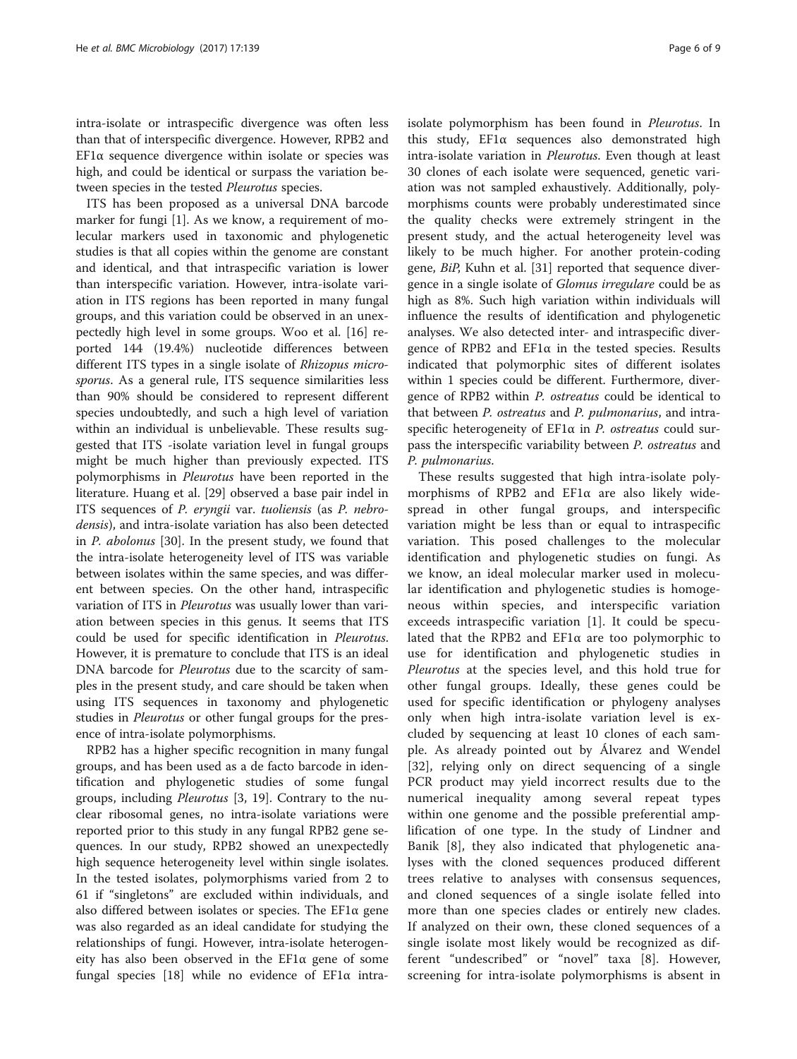intra-isolate or intraspecific divergence was often less than that of interspecific divergence. However, RPB2 and EF1α sequence divergence within isolate or species was high, and could be identical or surpass the variation between species in the tested *Pleurotus* species.

ITS has been proposed as a universal DNA barcode marker for fungi [1]. As we know, a requirement of molecular markers used in taxonomic and phylogenetic studies is that all copies within the genome are constant and identical, and that intraspecific variation is lower than interspecific variation. However, intra-isolate variation in ITS regions has been reported in many fungal groups, and this variation could be observed in an unexpectedly high level in some groups. Woo et al. [16] reported 144 (19.4%) nucleotide differences between different ITS types in a single isolate of *Rhizopus microsporus*. As a general rule, ITS sequence similarities less than 90% should be considered to represent different species undoubtedly, and such a high level of variation within an individual is unbelievable. These results suggested that ITS -isolate variation level in fungal groups might be much higher than previously expected. ITS polymorphisms in *Pleurotus* have been reported in the literature. Huang et al. [29] observed a base pair indel in ITS sequences of *P. eryngii* var. *tuoliensis* (as *P. nebrodensis*), and intra-isolate variation has also been detected in *P. abolonus* [30]. In the present study, we found that the intra-isolate heterogeneity level of ITS was variable between isolates within the same species, and was different between species. On the other hand, intraspecific variation of ITS in *Pleurotus* was usually lower than variation between species in this genus. It seems that ITS could be used for specific identification in *Pleurotus*. However, it is premature to conclude that ITS is an ideal DNA barcode for *Pleurotus* due to the scarcity of samples in the present study, and care should be taken when using ITS sequences in taxonomy and phylogenetic studies in *Pleurotus* or other fungal groups for the presence of intra-isolate polymorphisms.

RPB2 has a higher specific recognition in many fungal groups, and has been used as a de facto barcode in identification and phylogenetic studies of some fungal groups, including *Pleurotus* [3, 19]. Contrary to the nuclear ribosomal genes, no intra-isolate variations were reported prior to this study in any fungal RPB2 gene sequences. In our study, RPB2 showed an unexpectedly high sequence heterogeneity level within single isolates. In the tested isolates, polymorphisms varied from 2 to 61 if "singletons" are excluded within individuals, and also differed between isolates or species. The EF1α gene was also regarded as an ideal candidate for studying the relationships of fungi. However, intra-isolate heterogeneity has also been observed in the EF1α gene of some fungal species [18] while no evidence of EF1α intra-isolate polymorphism has been found in *Pleurotus*. In this study, EF1α sequences also demonstrated high intra-isolate variation in *Pleurotus*. Even though at least 30 clones of each isolate were sequenced, genetic variation was not sampled exhaustively. Additionally, polymorphisms counts were probably underestimated since the quality checks were extremely stringent in the present study, and the actual heterogeneity level was likely to be much higher. For another protein-coding gene, *BiP*, Kuhn et al. [31] reported that sequence divergence in a single isolate of *Glomus irregulare* could be as high as 8%. Such high variation within individuals will influence the results of identification and phylogenetic analyses. We also detected inter- and intraspecific divergence of RPB2 and EF1α in the tested species. Results indicated that polymorphic sites of different isolates within 1 species could be different. Furthermore, divergence of RPB2 within *P. ostreatus* could be identical to that between *P. ostreatus* and *P. pulmonarius*, and intraspecific heterogeneity of EF1α in *P. ostreatus* could surpass the interspecific variability between *P. ostreatus* and *P. pulmonarius*.

These results suggested that high intra-isolate polymorphisms of RPB2 and EF1α are also likely widespread in other fungal groups, and interspecific variation might be less than or equal to intraspecific variation. This posed challenges to the molecular identification and phylogenetic studies on fungi. As we know, an ideal molecular marker used in molecular identification and phylogenetic studies is homogeneous within species, and interspecific variation exceeds intraspecific variation [1]. It could be speculated that the RPB2 and EF1α are too polymorphic to use for identification and phylogenetic studies in *Pleurotus* at the species level, and this hold true for other fungal groups. Ideally, these genes could be used for specific identification or phylogeny analyses only when high intra-isolate variation level is excluded by sequencing at least 10 clones of each sample. As already pointed out by Álvarez and Wendel [32], relying only on direct sequencing of a single PCR product may yield incorrect results due to the numerical inequality among several repeat types within one genome and the possible preferential amplification of one type. In the study of Lindner and Banik [8], they also indicated that phylogenetic analyses with the cloned sequences produced different trees relative to analyses with consensus sequences, and cloned sequences of a single isolate felled into more than one species clades or entirely new clades. If analyzed on their own, these cloned sequences of a single isolate most likely would be recognized as different "undescribed" or "novel" taxa [8]. However, screening for intra-isolate polymorphisms is absent in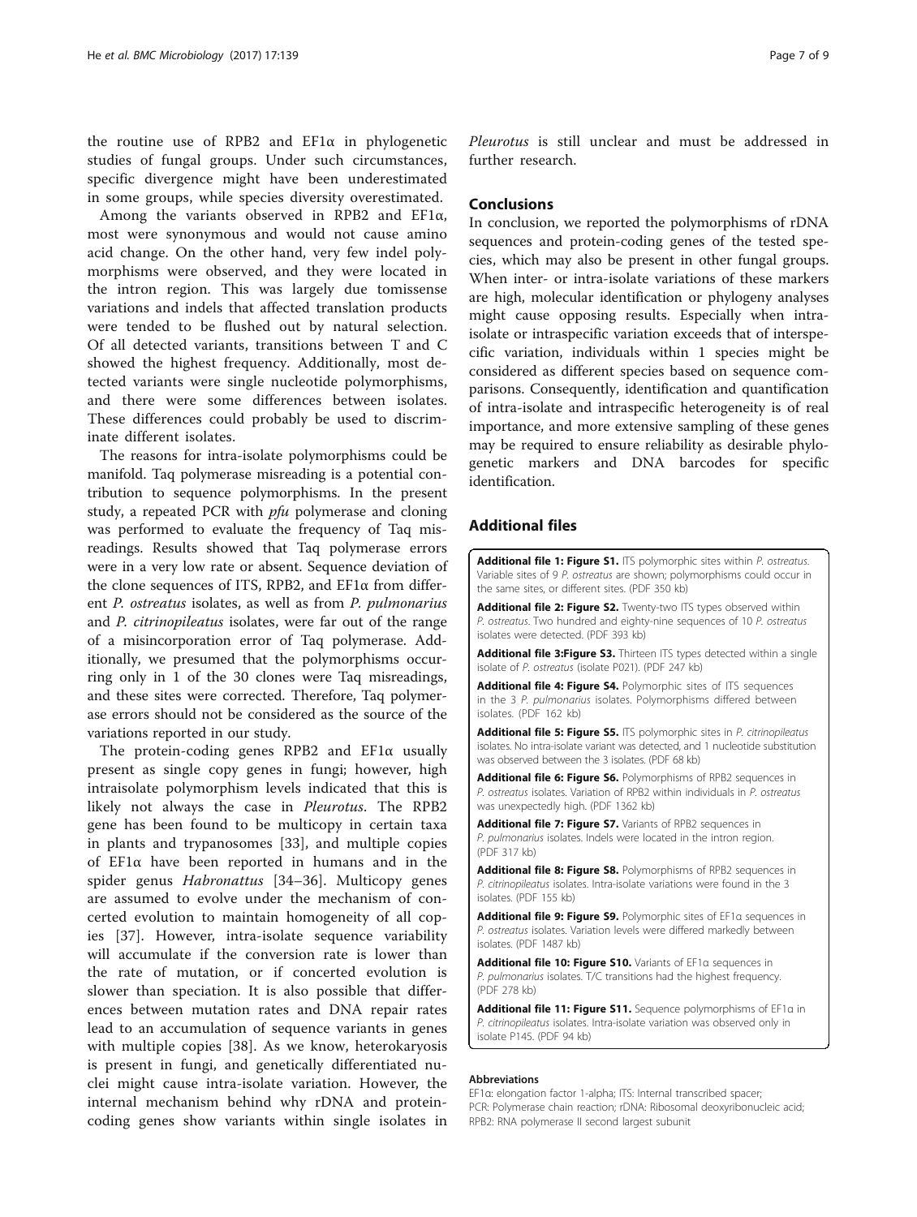the routine use of RPB2 and EF1α in phylogenetic studies of fungal groups. Under such circumstances, specific divergence might have been underestimated in some groups, while species diversity overestimated.

Among the variants observed in RPB2 and EF1α, most were synonymous and would not cause amino acid change. On the other hand, very few indel polymorphisms were observed, and they were located in the intron region. This was largely due tomissense variations and indels that affected translation products were tended to be flushed out by natural selection. Of all detected variants, transitions between T and C showed the highest frequency. Additionally, most detected variants were single nucleotide polymorphisms, and there were some differences between isolates. These differences could probably be used to discriminate different isolates.

The reasons for intra-isolate polymorphisms could be manifold. Taq polymerase misreading is a potential contribution to sequence polymorphisms. In the present study, a repeated PCR with *pfu* polymerase and cloning was performed to evaluate the frequency of Taq misreadings. Results showed that Taq polymerase errors were in a very low rate or absent. Sequence deviation of the clone sequences of ITS, RPB2, and EF1α from different *P. ostreatus* isolates, as well as from *P. pulmonarius* and *P. citrinopileatus* isolates, were far out of the range of a misincorporation error of Taq polymerase. Additionally, we presumed that the polymorphisms occurring only in 1 of the 30 clones were Taq misreadings, and these sites were corrected. Therefore, Taq polymerase errors should not be considered as the source of the variations reported in our study.

The protein-coding genes RPB2 and EF1α usually present as single copy genes in fungi; however, high intraisolate polymorphism levels indicated that this is likely not always the case in *Pleurotus*. The RPB2 gene has been found to be multicopy in certain taxa in plants and trypanosomes [33], and multiple copies of EF1α have been reported in humans and in the spider genus *Habronattus* [34–36]. Multicopy genes are assumed to evolve under the mechanism of concerted evolution to maintain homogeneity of all copies [37]. However, intra-isolate sequence variability will accumulate if the conversion rate is lower than the rate of mutation, or if concerted evolution is slower than speciation. It is also possible that differences between mutation rates and DNA repair rates lead to an accumulation of sequence variants in genes with multiple copies [38]. As we know, heterokaryosis is present in fungi, and genetically differentiated nuclei might cause intra-isolate variation. However, the internal mechanism behind why rDNA and protein-coding genes show variants within single isolates in *Pleurotus* is still unclear and must be addressed in further research.

## Conclusions

In conclusion, we reported the polymorphisms of rDNA sequences and protein-coding genes of the tested species, which may also be present in other fungal groups. When inter- or intra-isolate variations of these markers are high, molecular identification or phylogeny analyses might cause opposing results. Especially when intra-isolate or intraspecific variation exceeds that of interspecific variation, individuals within 1 species might be considered as different species based on sequence comparisons. Consequently, identification and quantification of intra-isolate and intraspecific heterogeneity is of real importance, and more extensive sampling of these genes may be required to ensure reliability as desirable phylogenetic markers and DNA barcodes for specific identification.

## Additional files

**Additional file 1: Figure S1.** ITS polymorphic sites within *P. ostreatus*. Variable sites of 9 *P. ostreatus* are shown; polymorphisms could occur in the same sites, or different sites. (PDF 350 kb)

**Additional file 2: Figure S2.** Twenty-two ITS types observed within *P. ostreatus*. Two hundred and eighty-nine sequences of 10 *P. ostreatus* isolates were detected. (PDF 393 kb)

**Additional file 3:Figure S3.** Thirteen ITS types detected within a single isolate of *P. ostreatus* (isolate P021). (PDF 247 kb)

**Additional file 4: Figure S4.** Polymorphic sites of ITS sequences in the 3 *P. pulmonarius* isolates. Polymorphisms differed between isolates. (PDF 162 kb)

**Additional file 5: Figure S5.** ITS polymorphic sites in *P. citrinopileatus* isolates. No intra-isolate variant was detected, and 1 nucleotide substitution was observed between the 3 isolates. (PDF 68 kb)

**Additional file 6: Figure S6.** Polymorphisms of RPB2 sequences in *P. ostreatus* isolates. Variation of RPB2 within individuals in *P. ostreatus* was unexpectedly high. (PDF 1362 kb)

**Additional file 7: Figure S7.** Variants of RPB2 sequences in *P. pulmonarius* isolates. Indels were located in the intron region. (PDF 317 kb)

**Additional file 8: Figure S8.** Polymorphisms of RPB2 sequences in *P. citrinopileatus* isolates. Intra-isolate variations were found in the 3 isolates. (PDF 155 kb)

**Additional file 9: Figure S9.** Polymorphic sites of EF1α sequences in *P. ostreatus* isolates. Variation levels were differed markedly between isolates. (PDF 1487 kb)

**Additional file 10: Figure S10.** Variants of EF1α sequences in *P. pulmonarius* isolates. T/C transitions had the highest frequency. (PDF 278 kb)

**Additional file 11: Figure S11.** Sequence polymorphisms of EF1α in *P. citrinopileatus* isolates. Intra-isolate variation was observed only in isolate P145. (PDF 94 kb)

#### Abbreviations

EF1α: elongation factor 1-alpha; ITS: Internal transcribed spacer; PCR: Polymerase chain reaction; rDNA: Ribosomal deoxyribonucleic acid; RPB2: RNA polymerase II second largest subunit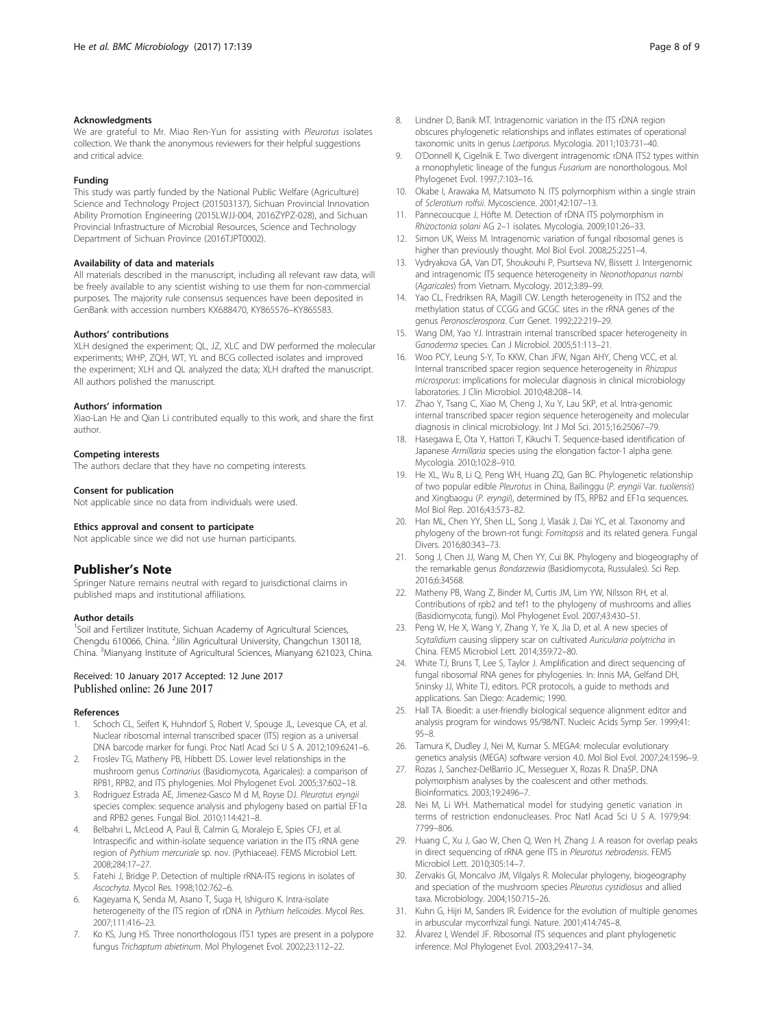### Acknowledgments

We are grateful to Mr. Miao Ren-Yun for assisting with *Pleurotus* isolates collection. We thank the anonymous reviewers for their helpful suggestions and critical advice.

### Funding

This study was partly funded by the National Public Welfare (Agriculture) Science and Technology Project (201503137), Sichuan Provincial Innovation Ability Promotion Engineering (2015LWJJ-004, 2016ZYPZ-028), and Sichuan Provincial Infrastructure of Microbial Resources, Science and Technology Department of Sichuan Province (2016TJPT0002).

### Availability of data and materials

All materials described in the manuscript, including all relevant raw data, will be freely available to any scientist wishing to use them for non-commercial purposes. The majority rule consensus sequences have been deposited in GenBank with accession numbers KX688470, KY865576–KY865583.

### Authors' contributions

XLH designed the experiment; QL, JZ, XLC and DW performed the molecular experiments; WHP, ZQH, WT, YL and BCG collected isolates and improved the experiment; XLH and QL analyzed the data; XLH drafted the manuscript. All authors polished the manuscript.

### Authors' information

Xiao-Lan He and Qian Li contributed equally to this work, and share the first author.

### Competing interests

The authors declare that they have no competing interests.

### Consent for publication

Not applicable since no data from individuals were used.

### Ethics approval and consent to participate

Not applicable since we did not use human participants.

## Publisher's Note

Springer Nature remains neutral with regard to jurisdictional claims in published maps and institutional affiliations.

### Author details

[1]Soil and Fertilizer Institute, Sichuan Academy of Agricultural Sciences, Chengdu 610066, China. [2]Jilin Agricultural University, Changchun 130118, China. [3]Mianyang Institute of Agricultural Sciences, Mianyang 621023, China.

Received: 10 January 2017 Accepted: 12 June 2017
Published online: 26 June 2017

### References

1. Schoch CL, Seifert K, Huhndorf S, Robert V, Spouge JL, Levesque CA, et al. Nuclear ribosomal internal transcribed spacer (ITS) region as a universal DNA barcode marker for fungi. Proc Natl Acad Sci U S A. 2012;109:6241–6.
2. Froslev TG, Matheny PB, Hibbett DS. Lower level relationships in the mushroom genus *Cortinarius* (Basidiomycota, Agaricales): a comparison of RPB1, RPB2, and ITS phylogenies. Mol Phylogenet Evol. 2005;37:602–18.
3. Rodriguez Estrada AE, Jimenez-Gasco M d M, Royse DJ. *Pleurotus eryngii* species complex: sequence analysis and phylogeny based on partial EF1α and RPB2 genes. Fungal Biol. 2010;114:421–8.
4. Belbahri L, McLeod A, Paul B, Calmin G, Moralejo E, Spies CFJ, et al. Intraspecific and within-isolate sequence variation in the ITS rRNA gene region of *Pythium mercuriale* sp. nov. (Pythiaceae). FEMS Microbiol Lett. 2008;284:17–27.
5. Fatehi J, Bridge P. Detection of multiple rRNA-ITS regions in isolates of *Ascochyta*. Mycol Res. 1998;102:762–6.
6. Kageyama K, Senda M, Asano T, Suga H, Ishiguro K. Intra-isolate heterogeneity of the ITS region of rDNA in *Pythium helicoides*. Mycol Res. 2007;111:416–23.
7. Ko KS, Jung HS. Three nonorthologous ITS1 types are present in a polypore fungus *Trichaptum abietinum*. Mol Phylogenet Evol. 2002;23:112–22.
8. Lindner D, Banik MT. Intragenomic variation in the ITS rDNA region obscures phylogenetic relationships and inflates estimates of operational taxonomic units in genus *Laetiporus*. Mycologia. 2011;103:731–40.
9. O'Donnell K, Cigelnik E. Two divergent intragenomic rDNA ITS2 types within a monophyletic lineage of the fungus *Fusarium* are nonorthologous. Mol Phylogenet Evol. 1997;7:103–16.
10. Okabe I, Arawaka M, Matsumoto N. ITS polymorphism within a single strain of *Sclerotium rolfsii*. Mycoscience. 2001;42:107–13.
11. Pannecoucque J, Höfte M. Detection of rDNA ITS polymorphism in *Rhizoctonia solani* AG 2–1 isolates. Mycologia. 2009;101:26–33.
12. Simon UK, Weiss M. Intragenomic variation of fungal ribosomal genes is higher than previously thought. Mol Biol Evol. 2008;25:2251–4.
13. Vydryakova GA, Van DT, Shoukouhi P, Psurtseva NV, Bissett J. Intergenomic and intragenomic ITS sequence heterogeneity in *Neonothopanus nambi* (*Agaricales*) from Vietnam. Mycology. 2012;3:89–99.
14. Yao CL, Fredriksen RA, Magill CW. Length heterogeneity in ITS2 and the methylation status of CCGG and GCGC sites in the rRNA genes of the genus *Peronosclerospora*. Curr Genet. 1992;22:219–29.
15. Wang DM, Yao YJ. Intrastrain internal transcribed spacer heterogeneity in *Ganoderma* species. Can J Microbiol. 2005;51:113–21.
16. Woo PCY, Leung S-Y, To KKW, Chan JFW, Ngan AHY, Cheng VCC, et al. Internal transcribed spacer region sequence heterogeneity in *Rhizopus microsporus*: implications for molecular diagnosis in clinical microbiology laboratories. J Clin Microbiol. 2010;48:208–14.
17. Zhao Y, Tsang C, Xiao M, Cheng J, Xu Y, Lau SKP, et al. Intra-genomic internal transcribed spacer region sequence heterogeneity and molecular diagnosis in clinical microbiology. Int J Mol Sci. 2015;16:25067–79.
18. Hasegawa E, Ota Y, Hattori T, Kikuchi T. Sequence-based identification of Japanese *Armillaria* species using the elongation factor-1 alpha gene. Mycologia. 2010;102:8–910.
19. He XL, Wu B, Li Q, Peng WH, Huang ZQ, Gan BC. Phylogenetic relationship of two popular edible *Pleurotus* in China, Bailinggu (*P. eryngii* Var. *tuoliensis*) and Xingbaogu (*P. eryngii*), determined by ITS, RPB2 and EF1α sequences. Mol Biol Rep. 2016;43:573–82.
20. Han ML, Chen YY, Shen LL, Song J, Vlasák J, Dai YC, et al. Taxonomy and phylogeny of the brown-rot fungi: *Fomitopsis* and its related genera. Fungal Divers. 2016;80:343–73.
21. Song J, Chen JJ, Wang M, Chen YY, Cui BK. Phylogeny and biogeography of the remarkable genus *Bondarzewia* (Basidiomycota, Russulales). Sci Rep. 2016;6:34568.
22. Matheny PB, Wang Z, Binder M, Curtis JM, Lim YW, Nilsson RH, et al. Contributions of rpb2 and tef1 to the phylogeny of mushrooms and allies (Basidiomycota, fungi). Mol Phylogenet Evol. 2007;43:430–51.
23. Peng W, He X, Wang Y, Zhang Y, Ye X, Jia D, et al. A new species of *Scytalidium* causing slippery scar on cultivated *Auricularia polytricha* in China. FEMS Microbiol Lett. 2014;359:72–80.
24. White TJ, Bruns T, Lee S, Taylor J. Amplification and direct sequencing of fungal ribosomal RNA genes for phylogenies. In: Innis MA, Gelfand DH, Sninsky JJ, White TJ, editors. PCR protocols, a guide to methods and applications. San Diego: Academic; 1990.
25. Hall TA. Bioedit: a user-friendly biological sequence alignment editor and analysis program for windows 95/98/NT. Nucleic Acids Symp Ser. 1999;41:95–8.
26. Tamura K, Dudley J, Nei M, Kumar S. MEGA4: molecular evolutionary genetics analysis (MEGA) software version 4.0. Mol Biol Evol. 2007;24:1596–9.
27. Rozas J, Sanchez-DelBarrio JC, Messeguer X, Rozas R. DnaSP, DNA polymorphism analyses by the coalescent and other methods. Bioinformatics. 2003;19:2496–7.
28. Nei M, Li WH. Mathematical model for studying genetic variation in terms of restriction endonucleases. Proc Natl Acad Sci U S A. 1979;94:7799–806.
29. Huang C, Xu J, Gao W, Chen Q, Wen H, Zhang J. A reason for overlap peaks in direct sequencing of rRNA gene ITS in *Pleurotus nebrodensis*. FEMS Microbiol Lett. 2010;305:14–7.
30. Zervakis GI, Moncalvo JM, Vilgalys R. Molecular phylogeny, biogeography and speciation of the mushroom species *Pleurotus cystidiosus* and allied taxa. Microbiology. 2004;150:715–26.
31. Kuhn G, Hijri M, Sanders IR. Evidence for the evolution of multiple genomes in arbuscular mycorrhizal fungi. Nature. 2001;414:745–8.
32. Álvarez I, Wendel JF. Ribosomal ITS sequences and plant phylogenetic inference. Mol Phylogenet Evol. 2003;29:417–34.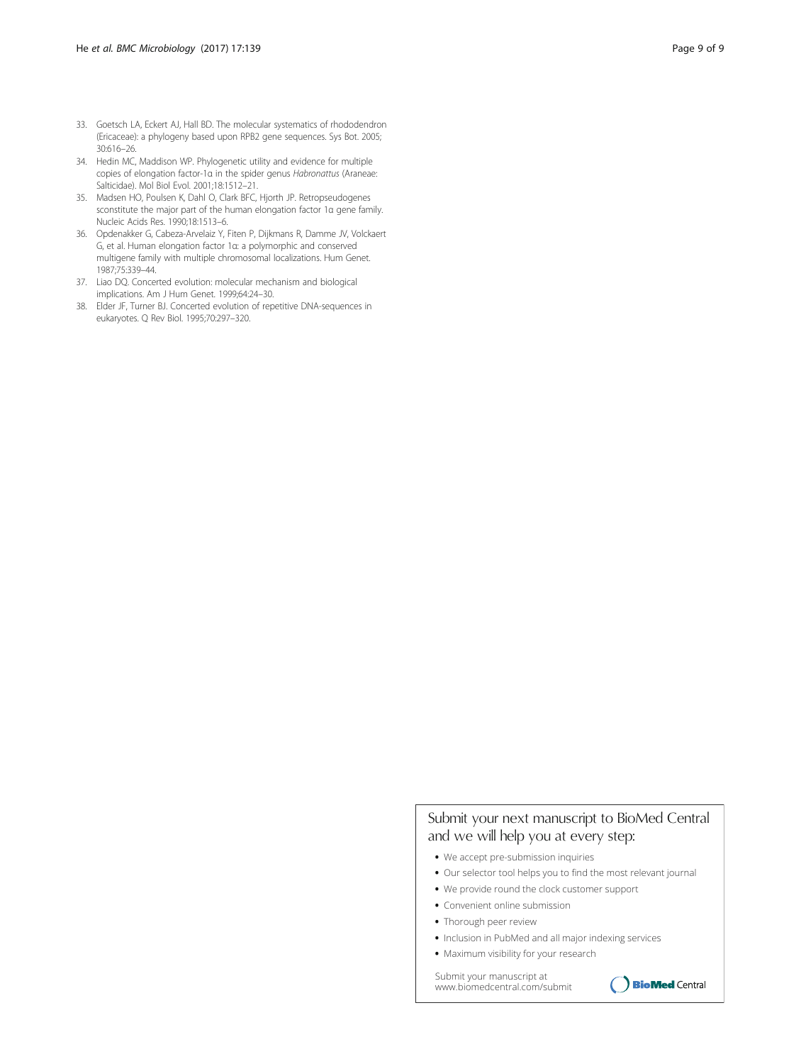33. Goetsch LA, Eckert AJ, Hall BD. The molecular systematics of rhododendron (Ericaceae): a phylogeny based upon RPB2 gene sequences. Sys Bot. 2005; 30:616–26.
34. Hedin MC, Maddison WP. Phylogenetic utility and evidence for multiple copies of elongation factor-1α in the spider genus *Habronattus* (Araneae: Salticidae). Mol Biol Evol. 2001;18:1512–21.
35. Madsen HO, Poulsen K, Dahl O, Clark BFC, Hjorth JP. Retropseudogenes sconstitute the major part of the human elongation factor 1α gene family. Nucleic Acids Res. 1990;18:1513–6.
36. Opdenakker G, Cabeza-Arvelaiz Y, Fiten P, Dijkmans R, Damme JV, Volckaert G, et al. Human elongation factor 1α: a polymorphic and conserved multigene family with multiple chromosomal localizations. Hum Genet. 1987;75:339–44.
37. Liao DQ. Concerted evolution: molecular mechanism and biological implications. Am J Hum Genet. 1999;64:24–30.
38. Elder JF, Turner BJ. Concerted evolution of repetitive DNA-sequences in eukaryotes. Q Rev Biol. 1995;70:297–320.

Submit your next manuscript to BioMed Central and we will help you at every step:

- We accept pre-submission inquiries
- Our selector tool helps you to find the most relevant journal
- We provide round the clock customer support
- Convenient online submission
- Thorough peer review
- Inclusion in PubMed and all major indexing services
- Maximum visibility for your research

Submit your manuscript at
www.biomedcentral.com/submit

BioMed Central